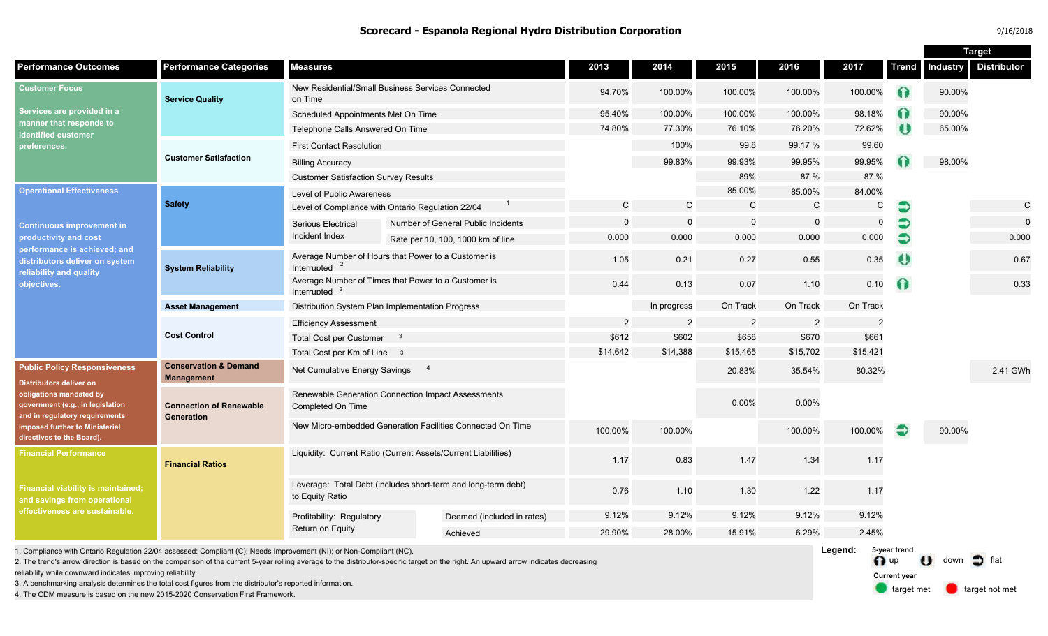## Scorecard - Espanola Regional Hydro Distribution Corporation

9/16/2018

| Performance Outcomes | Performance Categories | Measures | | 2013 | 2014 | 2015 | 2016 | 2017 | Trend | Target: Industry | Target: Distributor |
|---|---|---|---|---|---|---|---|---|---|---|---|
| **Customer Focus** Services are provided in a manner that responds to identified customer preferences. | Service Quality | New Residential/Small Business Services Connected on Time | | 94.70% | 100.00% | 100.00% | 100.00% | 100.00% | up | 90.00% | |
| | | Scheduled Appointments Met On Time | | 95.40% | 100.00% | 100.00% | 100.00% | 98.18% | up | 90.00% | |
| | | Telephone Calls Answered On Time | | 74.80% | 77.30% | 76.10% | 76.20% | 72.62% | down | 65.00% | |
| | Customer Satisfaction | First Contact Resolution | | | 100% | 99.8 | 99.17 % | 99.60 | | | |
| | | Billing Accuracy | | | 99.83% | 99.93% | 99.95% | 99.95% | up | 98.00% | |
| | | Customer Satisfaction Survey Results | | | | 89% | 87 % | 87 % | | | |
| **Operational Effectiveness** Continuous improvement in productivity and cost performance is achieved; and distributors deliver on system reliability and quality objectives. | Safety | Level of Public Awareness | | | | 85.00% | 85.00% | 84.00% | | | |
| | | Level of Compliance with Ontario Regulation 22/04 [1] | | C | C | C | C | C | flat | | C |
| | | Serious Electrical Incident Index | Number of General Public Incidents | 0 | 0 | 0 | 0 | 0 | flat | | 0 |
| | | | Rate per 10, 100, 1000 km of line | 0.000 | 0.000 | 0.000 | 0.000 | 0.000 | flat | | 0.000 |
| | System Reliability | Average Number of Hours that Power to a Customer is Interrupted [2] | | 1.05 | 0.21 | 0.27 | 0.55 | 0.35 | down | | 0.67 |
| | | Average Number of Times that Power to a Customer is Interrupted [2] | | 0.44 | 0.13 | 0.07 | 1.10 | 0.10 | up | | 0.33 |
| | Asset Management | Distribution System Plan Implementation Progress | | | In progress | On Track | On Track | On Track | | | |
| | Cost Control | Efficiency Assessment | | 2 | 2 | 2 | 2 | 2 | | | |
| | | Total Cost per Customer [3] | | $612 | $602 | $658 | $670 | $661 | | | |
| | | Total Cost per Km of Line [3] | | $14,642 | $14,388 | $15,465 | $15,702 | $15,421 | | | |
| **Public Policy Responsiveness** Distributors deliver on obligations mandated by government (e.g., in legislation and in regulatory requirements imposed further to Ministerial directives to the Board). | Conservation & Demand Management | Net Cumulative Energy Savings [4] | | | | 20.83% | 35.54% | 80.32% | | | 2.41 GWh |
| | Connection of Renewable Generation | Renewable Generation Connection Impact Assessments Completed On Time | | | | 0.00% | 0.00% | | | | |
| | | New Micro-embedded Generation Facilities Connected On Time | | 100.00% | 100.00% | | 100.00% | 100.00% | flat | 90.00% | |
| **Financial Performance** Financial viability is maintained; and savings from operational effectiveness are sustainable. | Financial Ratios | Liquidity: Current Ratio (Current Assets/Current Liabilities) | | 1.17 | 0.83 | 1.47 | 1.34 | 1.17 | | | |
| | | Leverage: Total Debt (includes short-term and long-term debt) to Equity Ratio | | 0.76 | 1.10 | 1.30 | 1.22 | 1.17 | | | |
| | | Profitability: Regulatory Return on Equity | Deemed (included in rates) | 9.12% | 9.12% | 9.12% | 9.12% | 9.12% | | | |
| | | | Achieved | 29.90% | 28.00% | 15.91% | 6.29% | 2.45% | | | |

1. Compliance with Ontario Regulation 22/04 assessed: Compliant (C); Needs Improvement (NI); or Non-Compliant (NC).
2. The trend's arrow direction is based on the comparison of the current 5-year rolling average to the distributor-specific target on the right. An upward arrow indicates decreasing reliability while downward indicates improving reliability.
3. A benchmarking analysis determines the total cost figures from the distributor's reported information.
4. The CDM measure is based on the new 2015-2020 Conservation First Framework.

**Legend:**
5-year trend: up, down, flat
Current year: target met, target not met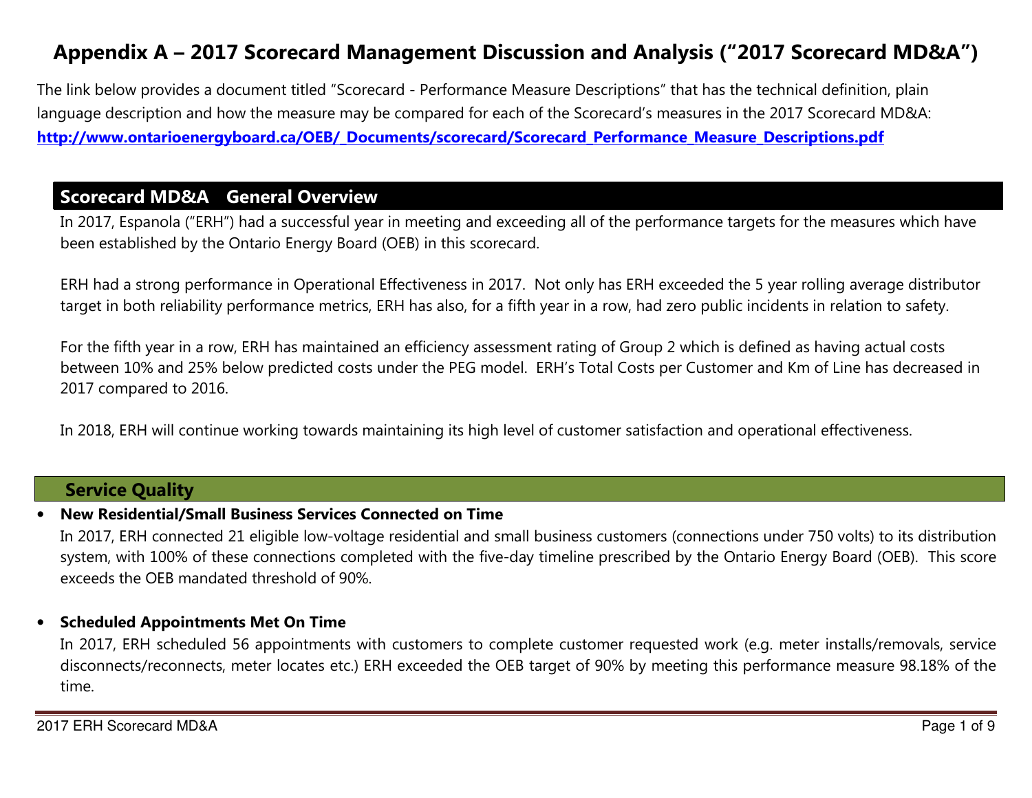# Appendix A – 2017 Scorecard Management Discussion and Analysis ("2017 Scorecard MD&A")

The link below provides a document titled "Scorecard - Performance Measure Descriptions" that has the technical definition, plain language description and how the measure may be compared for each of the Scorecard's measures in the 2017 Scorecard MD&A: **http://www.ontarioenergyboard.ca/OEB/_Documents/scorecard/Scorecard_Performance_Measure_Descriptions.pdf**

## Scorecard MD&A General Overview

In 2017, Espanola ("ERH") had a successful year in meeting and exceeding all of the performance targets for the measures which have been established by the Ontario Energy Board (OEB) in this scorecard.

ERH had a strong performance in Operational Effectiveness in 2017. Not only has ERH exceeded the 5 year rolling average distributor target in both reliability performance metrics, ERH has also, for a fifth year in a row, had zero public incidents in relation to safety.

For the fifth year in a row, ERH has maintained an efficiency assessment rating of Group 2 which is defined as having actual costs between 10% and 25% below predicted costs under the PEG model. ERH's Total Costs per Customer and Km of Line has decreased in 2017 compared to 2016.

In 2018, ERH will continue working towards maintaining its high level of customer satisfaction and operational effectiveness.

## Service Quality

- **New Residential/Small Business Services Connected on Time**

  In 2017, ERH connected 21 eligible low-voltage residential and small business customers (connections under 750 volts) to its distribution system, with 100% of these connections completed with the five-day timeline prescribed by the Ontario Energy Board (OEB). This score exceeds the OEB mandated threshold of 90%.

- **Scheduled Appointments Met On Time**

  In 2017, ERH scheduled 56 appointments with customers to complete customer requested work (e.g. meter installs/removals, service disconnects/reconnects, meter locates etc.) ERH exceeded the OEB target of 90% by meeting this performance measure 98.18% of the time.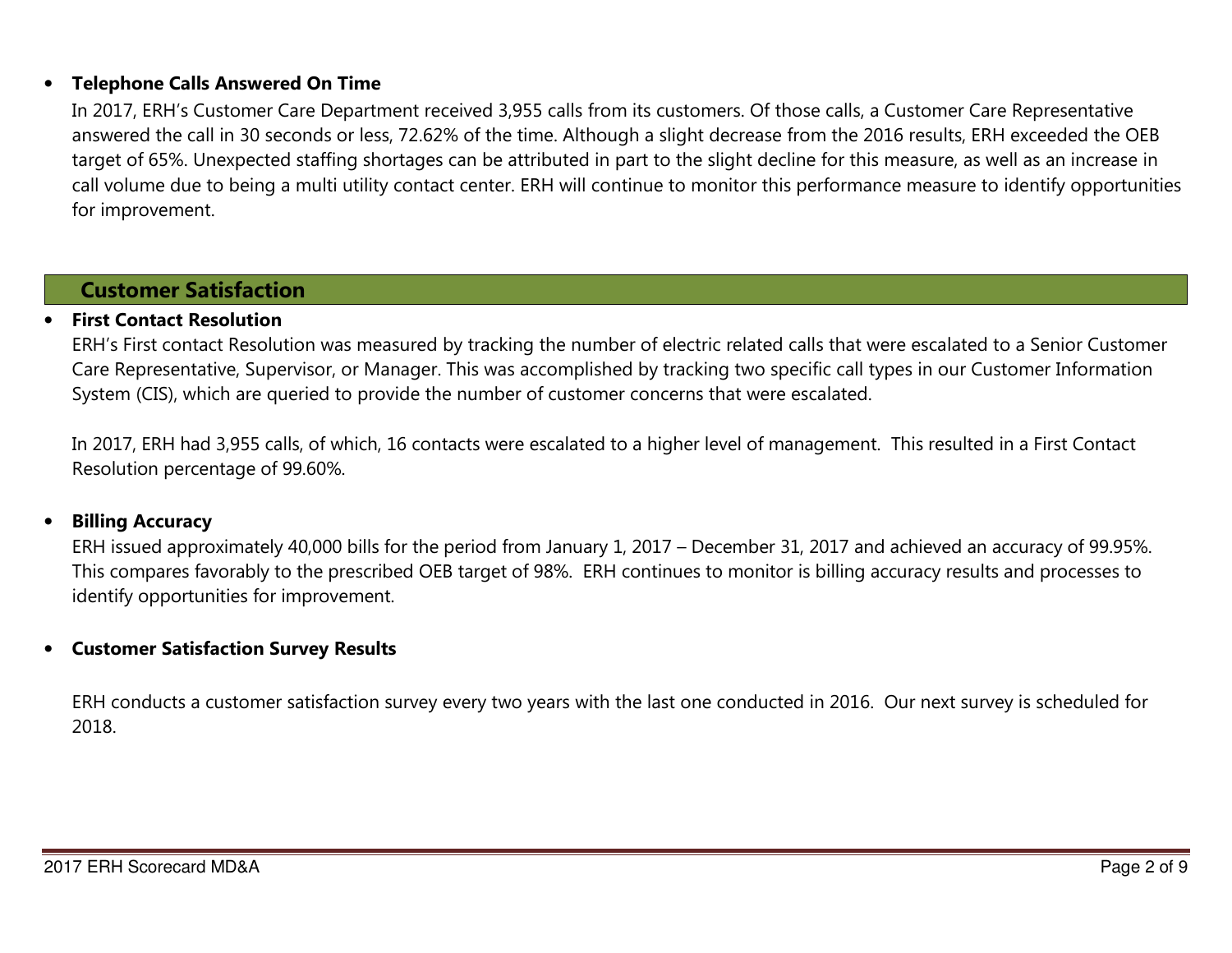- **Telephone Calls Answered On Time**

  In 2017, ERH's Customer Care Department received 3,955 calls from its customers. Of those calls, a Customer Care Representative answered the call in 30 seconds or less, 72.62% of the time. Although a slight decrease from the 2016 results, ERH exceeded the OEB target of 65%. Unexpected staffing shortages can be attributed in part to the slight decline for this measure, as well as an increase in call volume due to being a multi utility contact center. ERH will continue to monitor this performance measure to identify opportunities for improvement.

## Customer Satisfaction

- **First Contact Resolution**

  ERH's First contact Resolution was measured by tracking the number of electric related calls that were escalated to a Senior Customer Care Representative, Supervisor, or Manager. This was accomplished by tracking two specific call types in our Customer Information System (CIS), which are queried to provide the number of customer concerns that were escalated.

  In 2017, ERH had 3,955 calls, of which, 16 contacts were escalated to a higher level of management. This resulted in a First Contact Resolution percentage of 99.60%.

- **Billing Accuracy**

  ERH issued approximately 40,000 bills for the period from January 1, 2017 – December 31, 2017 and achieved an accuracy of 99.95%. This compares favorably to the prescribed OEB target of 98%. ERH continues to monitor is billing accuracy results and processes to identify opportunities for improvement.

- **Customer Satisfaction Survey Results**

  ERH conducts a customer satisfaction survey every two years with the last one conducted in 2016. Our next survey is scheduled for 2018.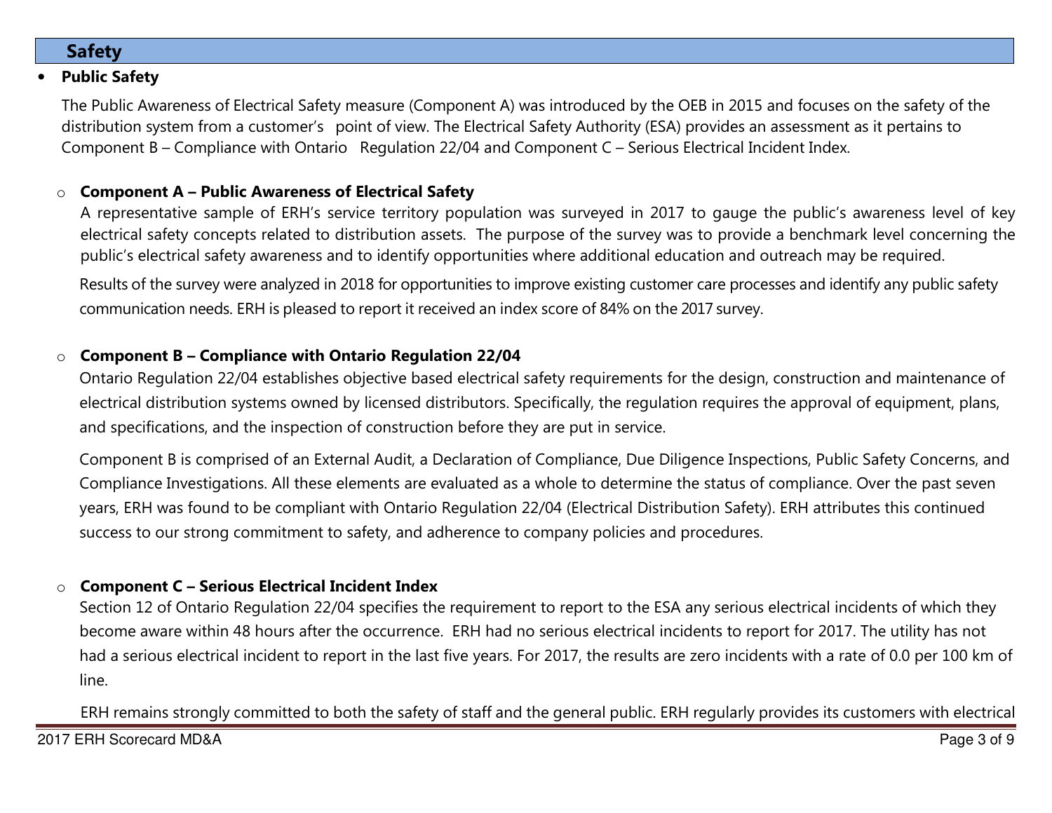## Safety

- **Public Safety**

The Public Awareness of Electrical Safety measure (Component A) was introduced by the OEB in 2015 and focuses on the safety of the distribution system from a customer's point of view. The Electrical Safety Authority (ESA) provides an assessment as it pertains to Component B – Compliance with Ontario Regulation 22/04 and Component C – Serious Electrical Incident Index.

- **Component A – Public Awareness of Electrical Safety**

  A representative sample of ERH's service territory population was surveyed in 2017 to gauge the public's awareness level of key electrical safety concepts related to distribution assets. The purpose of the survey was to provide a benchmark level concerning the public's electrical safety awareness and to identify opportunities where additional education and outreach may be required.

  Results of the survey were analyzed in 2018 for opportunities to improve existing customer care processes and identify any public safety communication needs. ERH is pleased to report it received an index score of 84% on the 2017 survey.

- **Component B – Compliance with Ontario Regulation 22/04**

  Ontario Regulation 22/04 establishes objective based electrical safety requirements for the design, construction and maintenance of electrical distribution systems owned by licensed distributors. Specifically, the regulation requires the approval of equipment, plans, and specifications, and the inspection of construction before they are put in service.

  Component B is comprised of an External Audit, a Declaration of Compliance, Due Diligence Inspections, Public Safety Concerns, and Compliance Investigations. All these elements are evaluated as a whole to determine the status of compliance. Over the past seven years, ERH was found to be compliant with Ontario Regulation 22/04 (Electrical Distribution Safety). ERH attributes this continued success to our strong commitment to safety, and adherence to company policies and procedures.

- **Component C – Serious Electrical Incident Index**

  Section 12 of Ontario Regulation 22/04 specifies the requirement to report to the ESA any serious electrical incidents of which they become aware within 48 hours after the occurrence. ERH had no serious electrical incidents to report for 2017. The utility has not had a serious electrical incident to report in the last five years. For 2017, the results are zero incidents with a rate of 0.0 per 100 km of line.

  ERH remains strongly committed to both the safety of staff and the general public. ERH regularly provides its customers with electrical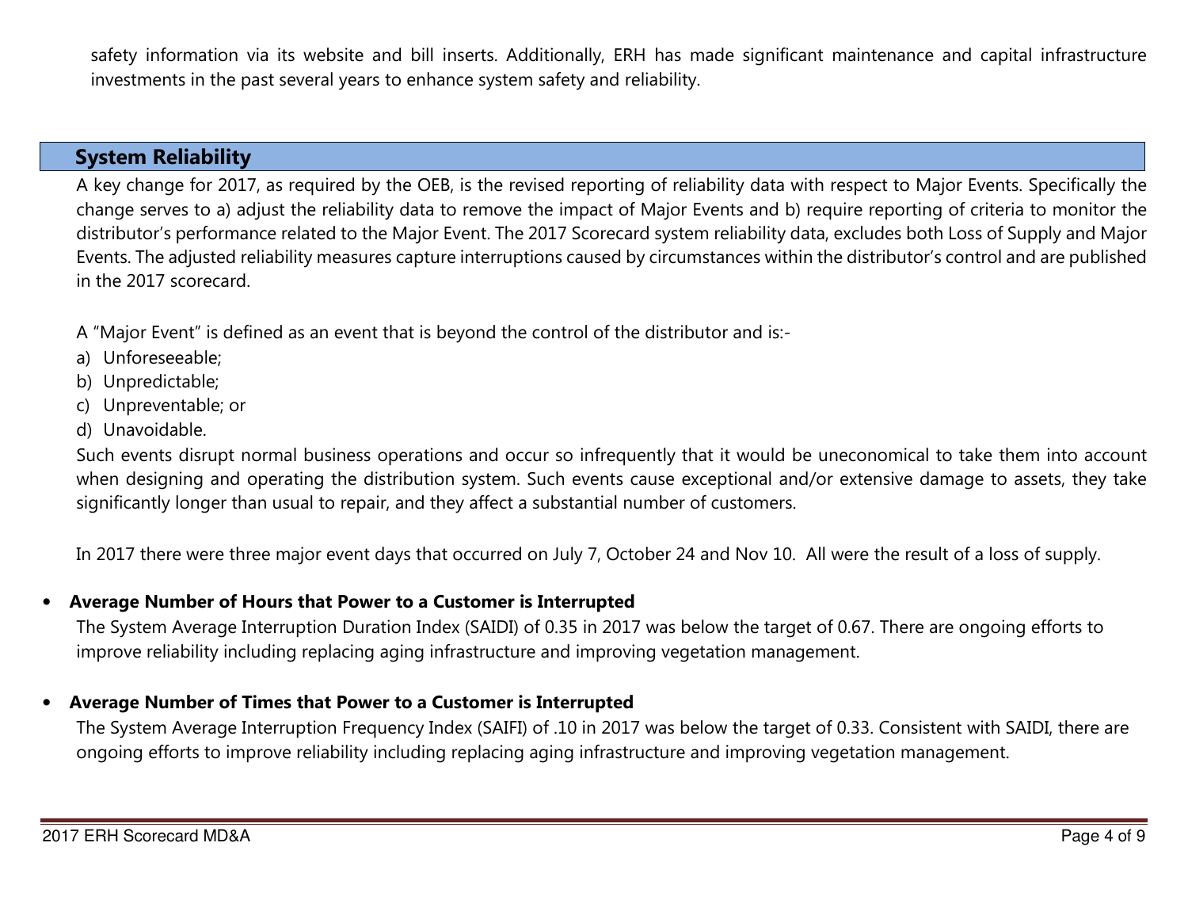safety information via its website and bill inserts. Additionally, ERH has made significant maintenance and capital infrastructure investments in the past several years to enhance system safety and reliability.

## System Reliability

A key change for 2017, as required by the OEB, is the revised reporting of reliability data with respect to Major Events. Specifically the change serves to a) adjust the reliability data to remove the impact of Major Events and b) require reporting of criteria to monitor the distributor's performance related to the Major Event. The 2017 Scorecard system reliability data, excludes both Loss of Supply and Major Events. The adjusted reliability measures capture interruptions caused by circumstances within the distributor's control and are published in the 2017 scorecard.

A "Major Event" is defined as an event that is beyond the control of the distributor and is:-

a) Unforeseeable;
b) Unpredictable;
c) Unpreventable; or
d) Unavoidable.

Such events disrupt normal business operations and occur so infrequently that it would be uneconomical to take them into account when designing and operating the distribution system. Such events cause exceptional and/or extensive damage to assets, they take significantly longer than usual to repair, and they affect a substantial number of customers.

In 2017 there were three major event days that occurred on July 7, October 24 and Nov 10. All were the result of a loss of supply.

- **Average Number of Hours that Power to a Customer is Interrupted**

  The System Average Interruption Duration Index (SAIDI) of 0.35 in 2017 was below the target of 0.67. There are ongoing efforts to improve reliability including replacing aging infrastructure and improving vegetation management.

- **Average Number of Times that Power to a Customer is Interrupted**

  The System Average Interruption Frequency Index (SAIFI) of .10 in 2017 was below the target of 0.33. Consistent with SAIDI, there are ongoing efforts to improve reliability including replacing aging infrastructure and improving vegetation management.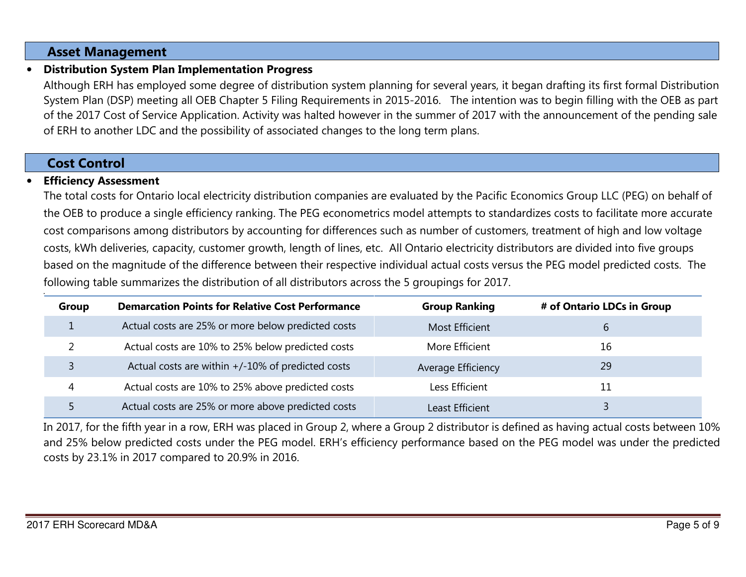## Asset Management

- **Distribution System Plan Implementation Progress**

  Although ERH has employed some degree of distribution system planning for several years, it began drafting its first formal Distribution System Plan (DSP) meeting all OEB Chapter 5 Filing Requirements in 2015-2016. The intention was to begin filling with the OEB as part of the 2017 Cost of Service Application. Activity was halted however in the summer of 2017 with the announcement of the pending sale of ERH to another LDC and the possibility of associated changes to the long term plans.

## Cost Control

- **Efficiency Assessment**

  The total costs for Ontario local electricity distribution companies are evaluated by the Pacific Economics Group LLC (PEG) on behalf of the OEB to produce a single efficiency ranking. The PEG econometrics model attempts to standardizes costs to facilitate more accurate cost comparisons among distributors by accounting for differences such as number of customers, treatment of high and low voltage costs, kWh deliveries, capacity, customer growth, length of lines, etc. All Ontario electricity distributors are divided into five groups based on the magnitude of the difference between their respective individual actual costs versus the PEG model predicted costs. The following table summarizes the distribution of all distributors across the 5 groupings for 2017.

| Group | Demarcation Points for Relative Cost Performance | Group Ranking | # of Ontario LDCs in Group |
|---|---|---|---|
| 1 | Actual costs are 25% or more below predicted costs | Most Efficient | 6 |
| 2 | Actual costs are 10% to 25% below predicted costs | More Efficient | 16 |
| 3 | Actual costs are within +/-10% of predicted costs | Average Efficiency | 29 |
| 4 | Actual costs are 10% to 25% above predicted costs | Less Efficient | 11 |
| 5 | Actual costs are 25% or more above predicted costs | Least Efficient | 3 |

  In 2017, for the fifth year in a row, ERH was placed in Group 2, where a Group 2 distributor is defined as having actual costs between 10% and 25% below predicted costs under the PEG model. ERH's efficiency performance based on the PEG model was under the predicted costs by 23.1% in 2017 compared to 20.9% in 2016.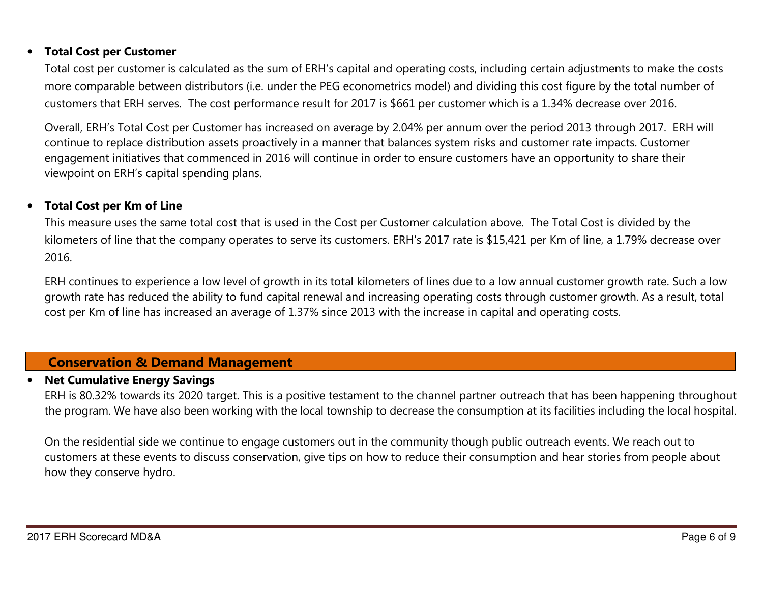- **Total Cost per Customer**

  Total cost per customer is calculated as the sum of ERH's capital and operating costs, including certain adjustments to make the costs more comparable between distributors (i.e. under the PEG econometrics model) and dividing this cost figure by the total number of customers that ERH serves. The cost performance result for 2017 is $661 per customer which is a 1.34% decrease over 2016.

  Overall, ERH's Total Cost per Customer has increased on average by 2.04% per annum over the period 2013 through 2017. ERH will continue to replace distribution assets proactively in a manner that balances system risks and customer rate impacts. Customer engagement initiatives that commenced in 2016 will continue in order to ensure customers have an opportunity to share their viewpoint on ERH's capital spending plans.

- **Total Cost per Km of Line**

  This measure uses the same total cost that is used in the Cost per Customer calculation above. The Total Cost is divided by the kilometers of line that the company operates to serve its customers. ERH's 2017 rate is $15,421 per Km of line, a 1.79% decrease over 2016.

  ERH continues to experience a low level of growth in its total kilometers of lines due to a low annual customer growth rate. Such a low growth rate has reduced the ability to fund capital renewal and increasing operating costs through customer growth. As a result, total cost per Km of line has increased an average of 1.37% since 2013 with the increase in capital and operating costs.

## Conservation & Demand Management

- **Net Cumulative Energy Savings**

  ERH is 80.32% towards its 2020 target. This is a positive testament to the channel partner outreach that has been happening throughout the program. We have also been working with the local township to decrease the consumption at its facilities including the local hospital.

  On the residential side we continue to engage customers out in the community though public outreach events. We reach out to customers at these events to discuss conservation, give tips on how to reduce their consumption and hear stories from people about how they conserve hydro.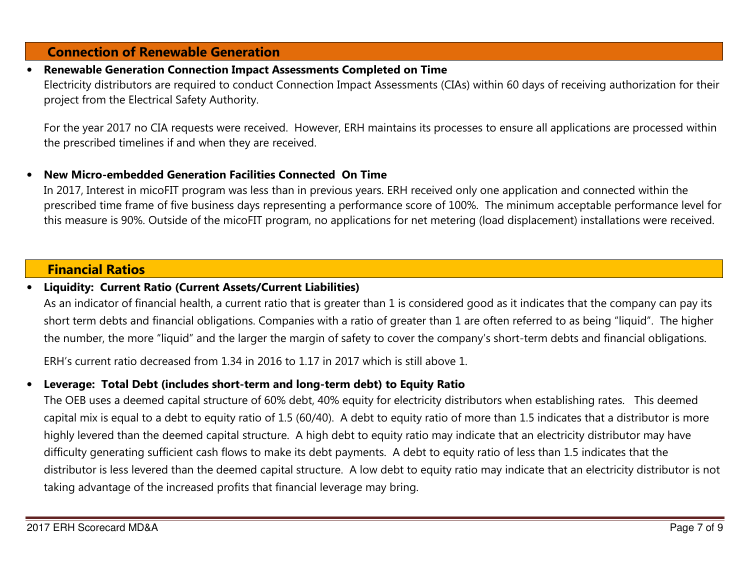## Connection of Renewable Generation

- **Renewable Generation Connection Impact Assessments Completed on Time**

  Electricity distributors are required to conduct Connection Impact Assessments (CIAs) within 60 days of receiving authorization for their project from the Electrical Safety Authority.

  For the year 2017 no CIA requests were received. However, ERH maintains its processes to ensure all applications are processed within the prescribed timelines if and when they are received.

- **New Micro-embedded Generation Facilities Connected On Time**

  In 2017, Interest in micoFIT program was less than in previous years. ERH received only one application and connected within the prescribed time frame of five business days representing a performance score of 100%. The minimum acceptable performance level for this measure is 90%. Outside of the micoFIT program, no applications for net metering (load displacement) installations were received.

## Financial Ratios

- **Liquidity: Current Ratio (Current Assets/Current Liabilities)**

  As an indicator of financial health, a current ratio that is greater than 1 is considered good as it indicates that the company can pay its short term debts and financial obligations. Companies with a ratio of greater than 1 are often referred to as being "liquid". The higher the number, the more "liquid" and the larger the margin of safety to cover the company's short-term debts and financial obligations.

  ERH's current ratio decreased from 1.34 in 2016 to 1.17 in 2017 which is still above 1.

- **Leverage: Total Debt (includes short-term and long-term debt) to Equity Ratio**

  The OEB uses a deemed capital structure of 60% debt, 40% equity for electricity distributors when establishing rates. This deemed capital mix is equal to a debt to equity ratio of 1.5 (60/40). A debt to equity ratio of more than 1.5 indicates that a distributor is more highly levered than the deemed capital structure. A high debt to equity ratio may indicate that an electricity distributor may have difficulty generating sufficient cash flows to make its debt payments. A debt to equity ratio of less than 1.5 indicates that the distributor is less levered than the deemed capital structure. A low debt to equity ratio may indicate that an electricity distributor is not taking advantage of the increased profits that financial leverage may bring.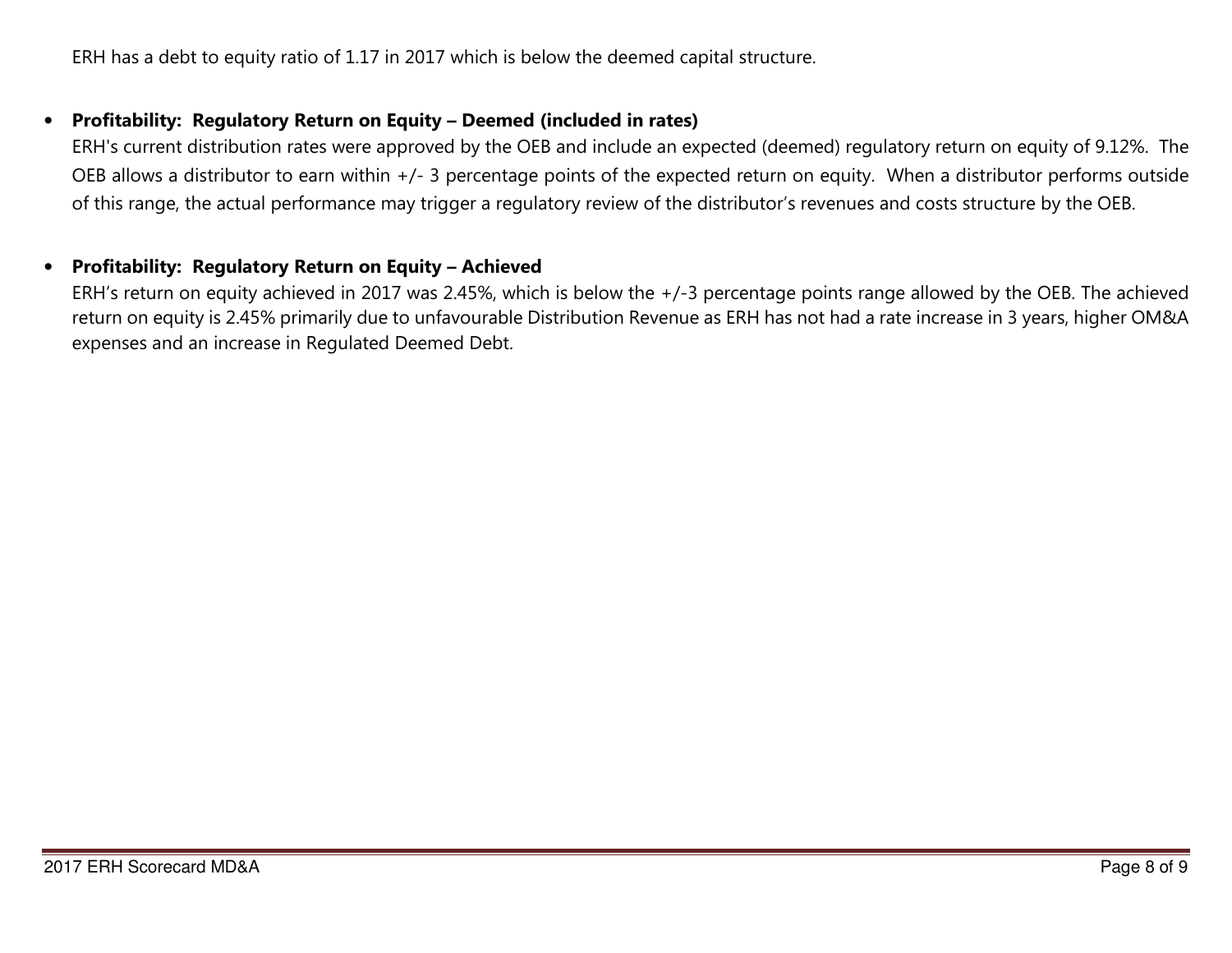ERH has a debt to equity ratio of 1.17 in 2017 which is below the deemed capital structure.

- **Profitability: Regulatory Return on Equity – Deemed (included in rates)**

  ERH's current distribution rates were approved by the OEB and include an expected (deemed) regulatory return on equity of 9.12%. The OEB allows a distributor to earn within +/- 3 percentage points of the expected return on equity. When a distributor performs outside of this range, the actual performance may trigger a regulatory review of the distributor's revenues and costs structure by the OEB.

- **Profitability: Regulatory Return on Equity – Achieved**

  ERH's return on equity achieved in 2017 was 2.45%, which is below the +/-3 percentage points range allowed by the OEB. The achieved return on equity is 2.45% primarily due to unfavourable Distribution Revenue as ERH has not had a rate increase in 3 years, higher OM&A expenses and an increase in Regulated Deemed Debt.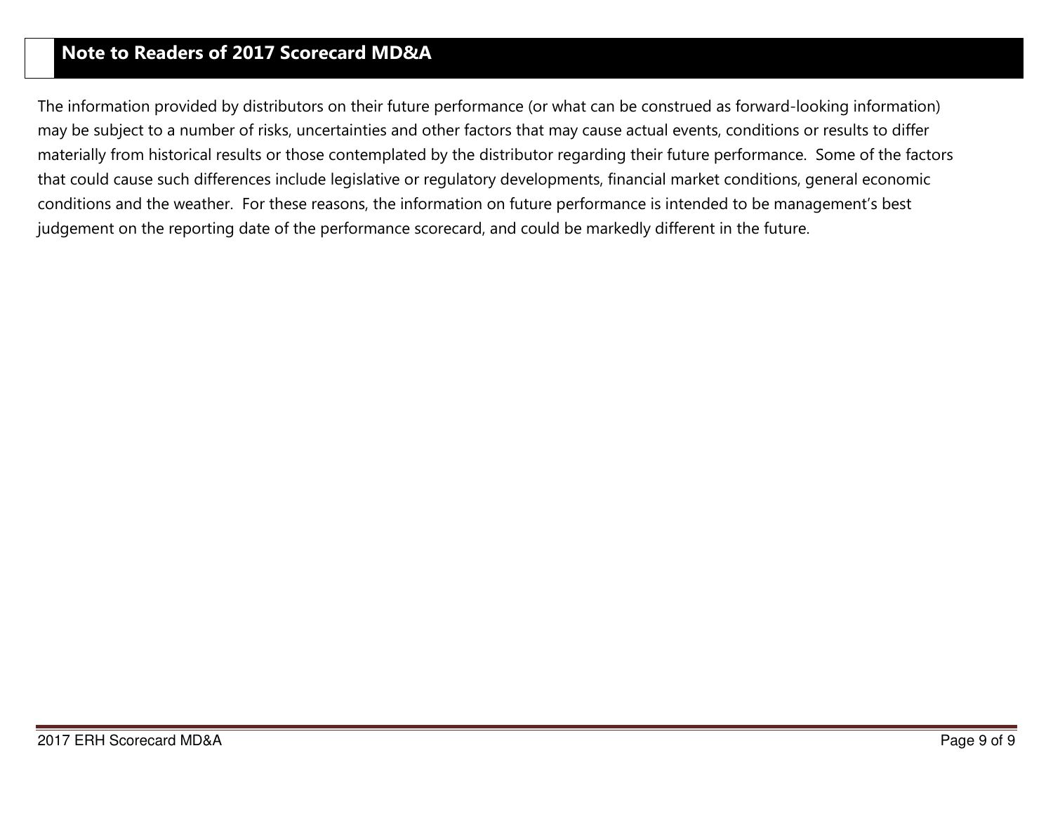## Note to Readers of 2017 Scorecard MD&A

The information provided by distributors on their future performance (or what can be construed as forward-looking information) may be subject to a number of risks, uncertainties and other factors that may cause actual events, conditions or results to differ materially from historical results or those contemplated by the distributor regarding their future performance. Some of the factors that could cause such differences include legislative or regulatory developments, financial market conditions, general economic conditions and the weather. For these reasons, the information on future performance is intended to be management's best judgement on the reporting date of the performance scorecard, and could be markedly different in the future.